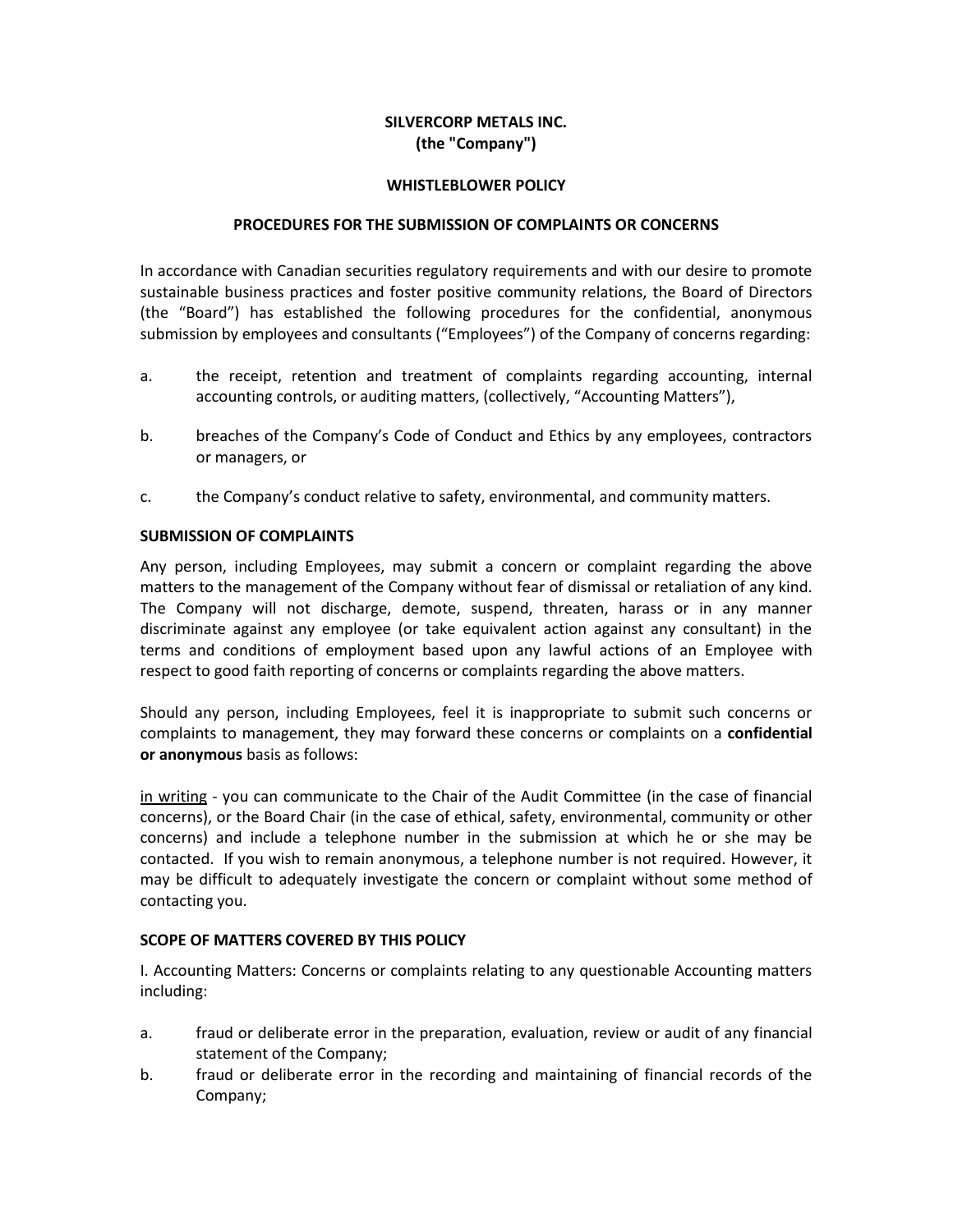**SILVERCORP METALS INC.**
**(the "Company")**

**WHISTLEBLOWER POLICY**

**PROCEDURES FOR THE SUBMISSION OF COMPLAINTS OR CONCERNS**

In accordance with Canadian securities regulatory requirements and with our desire to promote sustainable business practices and foster positive community relations, the Board of Directors (the "Board") has established the following procedures for the confidential, anonymous submission by employees and consultants ("Employees") of the Company of concerns regarding:

a. the receipt, retention and treatment of complaints regarding accounting, internal accounting controls, or auditing matters, (collectively, "Accounting Matters"),

b. breaches of the Company's Code of Conduct and Ethics by any employees, contractors or managers, or

c. the Company's conduct relative to safety, environmental, and community matters.

**SUBMISSION OF COMPLAINTS**

Any person, including Employees, may submit a concern or complaint regarding the above matters to the management of the Company without fear of dismissal or retaliation of any kind. The Company will not discharge, demote, suspend, threaten, harass or in any manner discriminate against any employee (or take equivalent action against any consultant) in the terms and conditions of employment based upon any lawful actions of an Employee with respect to good faith reporting of concerns or complaints regarding the above matters.

Should any person, including Employees, feel it is inappropriate to submit such concerns or complaints to management, they may forward these concerns or complaints on a **confidential or anonymous** basis as follows:

<u>in writing</u> - you can communicate to the Chair of the Audit Committee (in the case of financial concerns), or the Board Chair (in the case of ethical, safety, environmental, community or other concerns) and include a telephone number in the submission at which he or she may be contacted. If you wish to remain anonymous, a telephone number is not required. However, it may be difficult to adequately investigate the concern or complaint without some method of contacting you.

**SCOPE OF MATTERS COVERED BY THIS POLICY**

I. Accounting Matters: Concerns or complaints relating to any questionable Accounting matters including:

a. fraud or deliberate error in the preparation, evaluation, review or audit of any financial statement of the Company;

b. fraud or deliberate error in the recording and maintaining of financial records of the Company;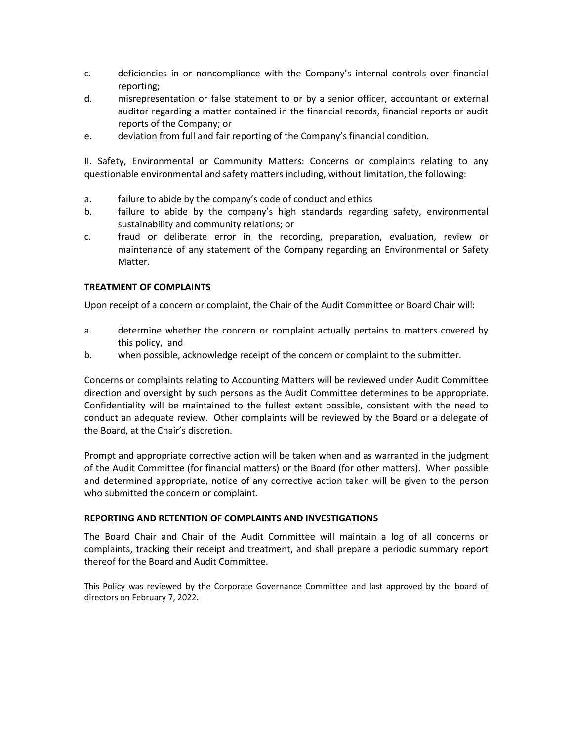c. deficiencies in or noncompliance with the Company's internal controls over financial reporting;
d. misrepresentation or false statement to or by a senior officer, accountant or external auditor regarding a matter contained in the financial records, financial reports or audit reports of the Company; or
e. deviation from full and fair reporting of the Company's financial condition.

II. Safety, Environmental or Community Matters: Concerns or complaints relating to any questionable environmental and safety matters including, without limitation, the following:

a. failure to abide by the company's code of conduct and ethics
b. failure to abide by the company's high standards regarding safety, environmental sustainability and community relations; or
c. fraud or deliberate error in the recording, preparation, evaluation, review or maintenance of any statement of the Company regarding an Environmental or Safety Matter.

**TREATMENT OF COMPLAINTS**

Upon receipt of a concern or complaint, the Chair of the Audit Committee or Board Chair will:

a. determine whether the concern or complaint actually pertains to matters covered by this policy, and
b. when possible, acknowledge receipt of the concern or complaint to the submitter.

Concerns or complaints relating to Accounting Matters will be reviewed under Audit Committee direction and oversight by such persons as the Audit Committee determines to be appropriate. Confidentiality will be maintained to the fullest extent possible, consistent with the need to conduct an adequate review. Other complaints will be reviewed by the Board or a delegate of the Board, at the Chair's discretion.

Prompt and appropriate corrective action will be taken when and as warranted in the judgment of the Audit Committee (for financial matters) or the Board (for other matters). When possible and determined appropriate, notice of any corrective action taken will be given to the person who submitted the concern or complaint.

**REPORTING AND RETENTION OF COMPLAINTS AND INVESTIGATIONS**

The Board Chair and Chair of the Audit Committee will maintain a log of all concerns or complaints, tracking their receipt and treatment, and shall prepare a periodic summary report thereof for the Board and Audit Committee.

This Policy was reviewed by the Corporate Governance Committee and last approved by the board of directors on February 7, 2022.